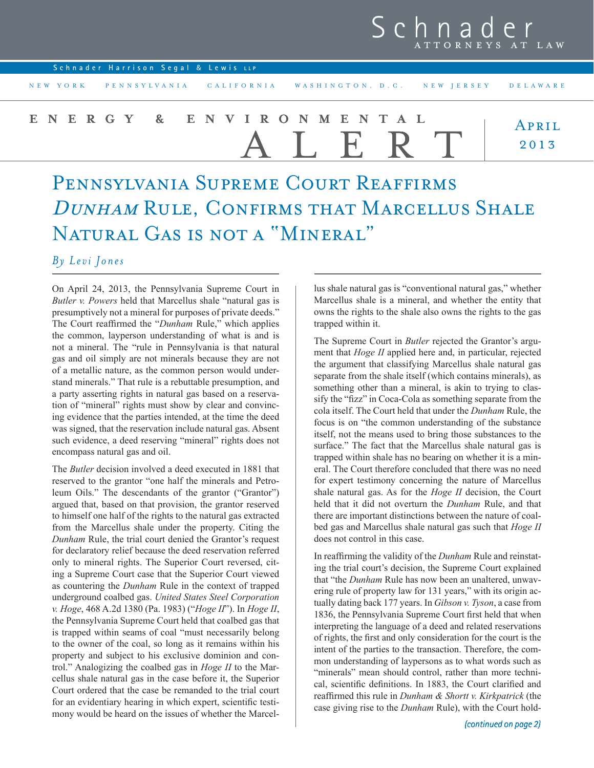# Schnader

ATTORNEYS AT LAW

Schnader Harrison Segal & Lewis LLP

NEW YORK   PENNSYLVANIA   CALIFORNIA   WASHINGTON, D.C.   NEW JERSEY   DELAWARE

ENERGY & ENVIRONMENTAL ALERT

April 2013

# Pennsylvania Supreme Court Reaffirms *Dunham* Rule, Confirms that Marcellus Shale Natural Gas is not a "Mineral"

*By Levi Jones*

On April 24, 2013, the Pennsylvania Supreme Court in *Butler v. Powers* held that Marcellus shale "natural gas is presumptively not a mineral for purposes of private deeds." The Court reaffirmed the "*Dunham* Rule," which applies the common, layperson understanding of what is and is not a mineral. The "rule in Pennsylvania is that natural gas and oil simply are not minerals because they are not of a metallic nature, as the common person would understand minerals." That rule is a rebuttable presumption, and a party asserting rights in natural gas based on a reservation of "mineral" rights must show by clear and convincing evidence that the parties intended, at the time the deed was signed, that the reservation include natural gas. Absent such evidence, a deed reserving "mineral" rights does not encompass natural gas and oil.

The *Butler* decision involved a deed executed in 1881 that reserved to the grantor "one half the minerals and Petroleum Oils." The descendants of the grantor ("Grantor") argued that, based on that provision, the grantor reserved to himself one half of the rights to the natural gas extracted from the Marcellus shale under the property. Citing the *Dunham* Rule, the trial court denied the Grantor's request for declaratory relief because the deed reservation referred only to mineral rights. The Superior Court reversed, citing a Supreme Court case that the Superior Court viewed as countering the *Dunham* Rule in the context of trapped underground coalbed gas. *United States Steel Corporation v. Hoge*, 468 A.2d 1380 (Pa. 1983) ("*Hoge II*"). In *Hoge II*, the Pennsylvania Supreme Court held that coalbed gas that is trapped within seams of coal "must necessarily belong to the owner of the coal, so long as it remains within his property and subject to his exclusive dominion and control." Analogizing the coalbed gas in *Hoge II* to the Marcellus shale natural gas in the case before it, the Superior Court ordered that the case be remanded to the trial court for an evidentiary hearing in which expert, scientific testimony would be heard on the issues of whether the Marcellus shale natural gas is "conventional natural gas," whether Marcellus shale is a mineral, and whether the entity that owns the rights to the shale also owns the rights to the gas trapped within it.

The Supreme Court in *Butler* rejected the Grantor's argument that *Hoge II* applied here and, in particular, rejected the argument that classifying Marcellus shale natural gas separate from the shale itself (which contains minerals), as something other than a mineral, is akin to trying to classify the "fizz" in Coca-Cola as something separate from the cola itself. The Court held that under the *Dunham* Rule, the focus is on "the common understanding of the substance itself, not the means used to bring those substances to the surface." The fact that the Marcellus shale natural gas is trapped within shale has no bearing on whether it is a mineral. The Court therefore concluded that there was no need for expert testimony concerning the nature of Marcellus shale natural gas. As for the *Hoge II* decision, the Court held that it did not overturn the *Dunham* Rule, and that there are important distinctions between the nature of coalbed gas and Marcellus shale natural gas such that *Hoge II* does not control in this case.

In reaffirming the validity of the *Dunham* Rule and reinstating the trial court's decision, the Supreme Court explained that "the *Dunham* Rule has now been an unaltered, unwavering rule of property law for 131 years," with its origin actually dating back 177 years. In *Gibson v. Tyson*, a case from 1836, the Pennsylvania Supreme Court first held that when interpreting the language of a deed and related reservations of rights, the first and only consideration for the court is the intent of the parties to the transaction. Therefore, the common understanding of laypersons as to what words such as "minerals" mean should control, rather than more technical, scientific definitions. In 1883, the Court clarified and reaffirmed this rule in *Dunham & Shortt v. Kirkpatrick* (the case giving rise to the *Dunham* Rule), with the Court hold-

*(continued on page 2)*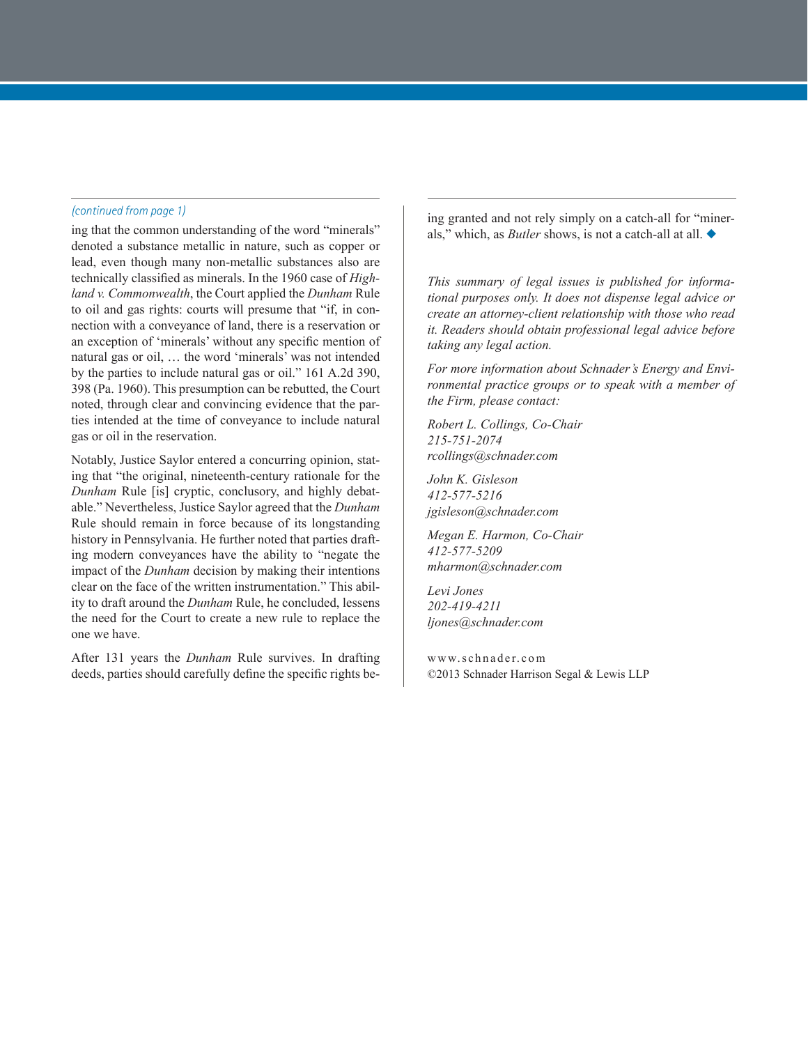*(continued from page 1)*

ing that the common understanding of the word "minerals" denoted a substance metallic in nature, such as copper or lead, even though many non-metallic substances also are technically classified as minerals. In the 1960 case of *Highland v. Commonwealth*, the Court applied the *Dunham* Rule to oil and gas rights: courts will presume that "if, in connection with a conveyance of land, there is a reservation or an exception of 'minerals' without any specific mention of natural gas or oil, … the word 'minerals' was not intended by the parties to include natural gas or oil." 161 A.2d 390, 398 (Pa. 1960). This presumption can be rebutted, the Court noted, through clear and convincing evidence that the parties intended at the time of conveyance to include natural gas or oil in the reservation.

Notably, Justice Saylor entered a concurring opinion, stating that "the original, nineteenth-century rationale for the *Dunham* Rule [is] cryptic, conclusory, and highly debatable." Nevertheless, Justice Saylor agreed that the *Dunham* Rule should remain in force because of its longstanding history in Pennsylvania. He further noted that parties drafting modern conveyances have the ability to "negate the impact of the *Dunham* decision by making their intentions clear on the face of the written instrumentation." This ability to draft around the *Dunham* Rule, he concluded, lessens the need for the Court to create a new rule to replace the one we have.

After 131 years the *Dunham* Rule survives. In drafting deeds, parties should carefully define the specific rights being granted and not rely simply on a catch-all for "minerals," which, as *Butler* shows, is not a catch-all at all. ◆

*This summary of legal issues is published for informational purposes only. It does not dispense legal advice or create an attorney-client relationship with those who read it. Readers should obtain professional legal advice before taking any legal action.*

*For more information about Schnader's Energy and Environmental practice groups or to speak with a member of the Firm, please contact:*

*Robert L. Collings, Co-Chair*
*215-751-2074*
*rcollings@schnader.com*

*John K. Gisleson*
*412-577-5216*
*jgisleson@schnader.com*

*Megan E. Harmon, Co-Chair*
*412-577-5209*
*mharmon@schnader.com*

*Levi Jones*
*202-419-4211*
*ljones@schnader.com*

www.schnader.com
©2013 Schnader Harrison Segal & Lewis LLP